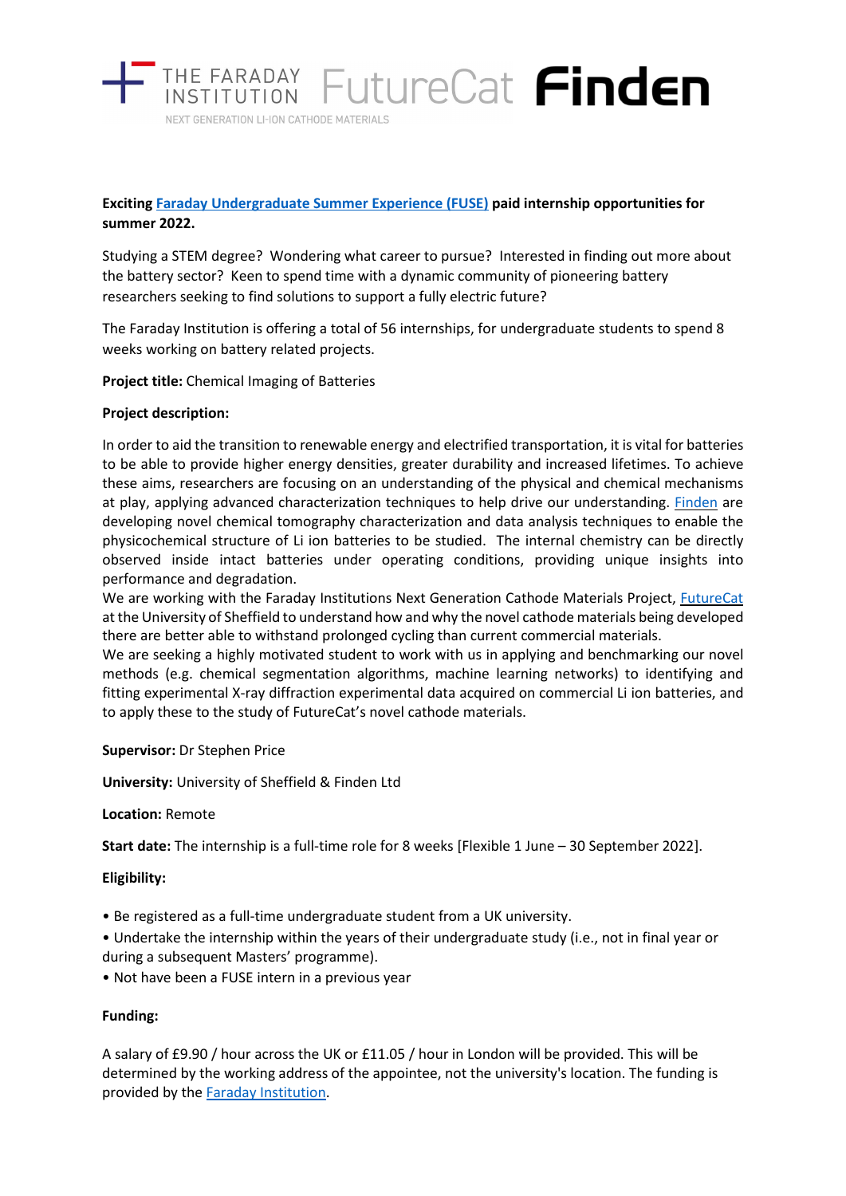THE FARADAY INSTITUTION FutureCat NEXT GENERATION LI-ION CATHODE MATERIALS **Finden**

**Exciting [Faraday Undergraduate Summer Experience (FUSE)](#) paid internship opportunities for summer 2022.**

Studying a STEM degree? Wondering what career to pursue? Interested in finding out more about the battery sector? Keen to spend time with a dynamic community of pioneering battery researchers seeking to find solutions to support a fully electric future?

The Faraday Institution is offering a total of 56 internships, for undergraduate students to spend 8 weeks working on battery related projects.

**Project title:** Chemical Imaging of Batteries

**Project description:**

In order to aid the transition to renewable energy and electrified transportation, it is vital for batteries to be able to provide higher energy densities, greater durability and increased lifetimes. To achieve these aims, researchers are focusing on an understanding of the physical and chemical mechanisms at play, applying advanced characterization techniques to help drive our understanding. Finden are developing novel chemical tomography characterization and data analysis techniques to enable the physicochemical structure of Li ion batteries to be studied. The internal chemistry can be directly observed inside intact batteries under operating conditions, providing unique insights into performance and degradation.

We are working with the Faraday Institutions Next Generation Cathode Materials Project, FutureCat at the University of Sheffield to understand how and why the novel cathode materials being developed there are better able to withstand prolonged cycling than current commercial materials.

We are seeking a highly motivated student to work with us in applying and benchmarking our novel methods (e.g. chemical segmentation algorithms, machine learning networks) to identifying and fitting experimental X-ray diffraction experimental data acquired on commercial Li ion batteries, and to apply these to the study of FutureCat's novel cathode materials.

**Supervisor:** Dr Stephen Price

**University:** University of Sheffield & Finden Ltd

**Location:** Remote

**Start date:** The internship is a full-time role for 8 weeks [Flexible 1 June – 30 September 2022].

**Eligibility:**

- Be registered as a full-time undergraduate student from a UK university.
- Undertake the internship within the years of their undergraduate study (i.e., not in final year or during a subsequent Masters' programme).
- Not have been a FUSE intern in a previous year

**Funding:**

A salary of £9.90 / hour across the UK or £11.05 / hour in London will be provided. This will be determined by the working address of the appointee, not the university's location. The funding is provided by the Faraday Institution.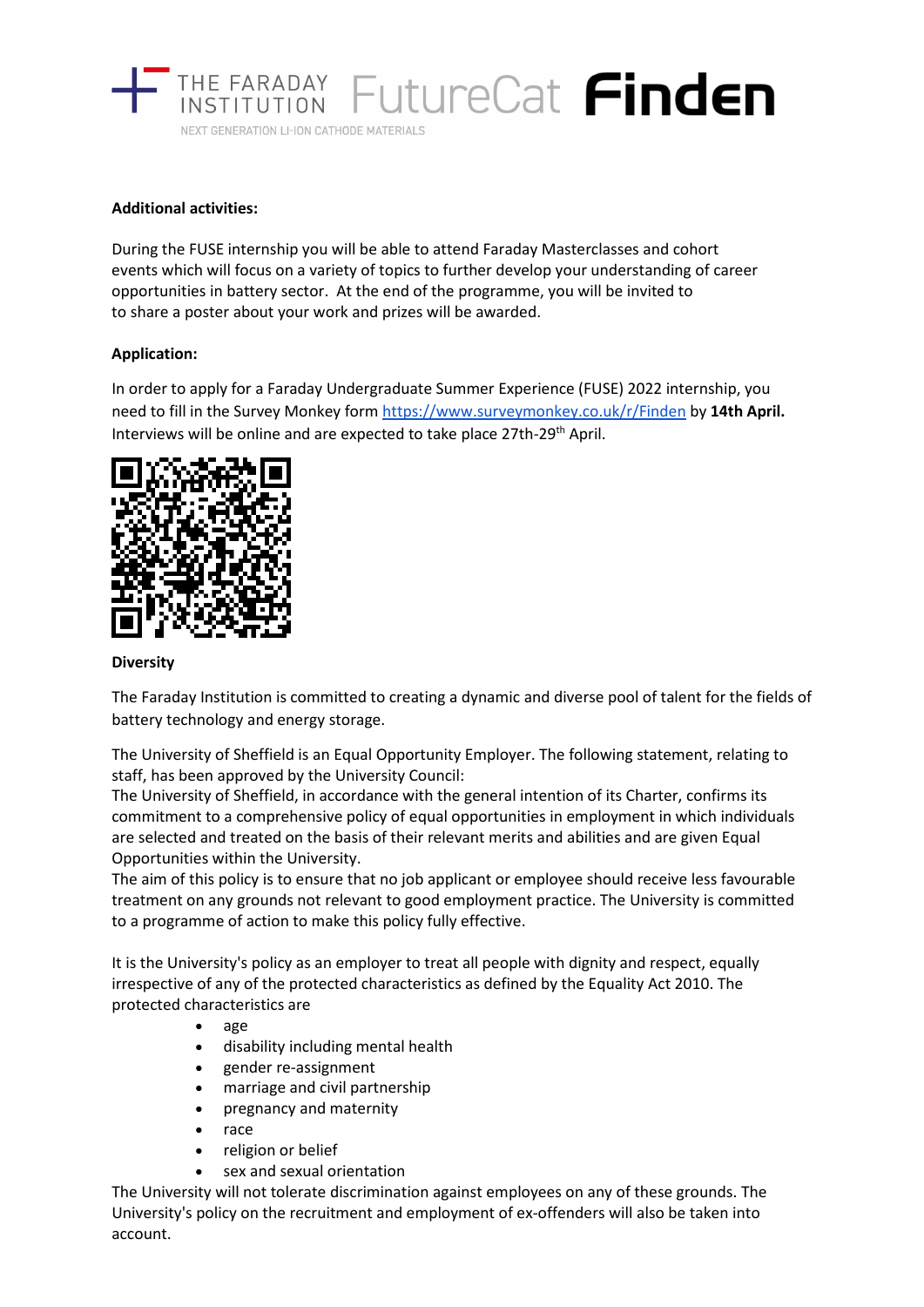**Additional activities:**

During the FUSE internship you will be able to attend Faraday Masterclasses and cohort events which will focus on a variety of topics to further develop your understanding of career opportunities in battery sector. At the end of the programme, you will be invited to to share a poster about your work and prizes will be awarded.

**Application:**

In order to apply for a Faraday Undergraduate Summer Experience (FUSE) 2022 internship, you need to fill in the Survey Monkey form https://www.surveymonkey.co.uk/r/Finden by **14th April.** Interviews will be online and are expected to take place 27th-29th April.

**Diversity**

The Faraday Institution is committed to creating a dynamic and diverse pool of talent for the fields of battery technology and energy storage.

The University of Sheffield is an Equal Opportunity Employer. The following statement, relating to staff, has been approved by the University Council:
The University of Sheffield, in accordance with the general intention of its Charter, confirms its commitment to a comprehensive policy of equal opportunities in employment in which individuals are selected and treated on the basis of their relevant merits and abilities and are given Equal Opportunities within the University.
The aim of this policy is to ensure that no job applicant or employee should receive less favourable treatment on any grounds not relevant to good employment practice. The University is committed to a programme of action to make this policy fully effective.

It is the University's policy as an employer to treat all people with dignity and respect, equally irrespective of any of the protected characteristics as defined by the Equality Act 2010. The protected characteristics are

- age
- disability including mental health
- gender re-assignment
- marriage and civil partnership
- pregnancy and maternity
- race
- religion or belief
- sex and sexual orientation

The University will not tolerate discrimination against employees on any of these grounds. The University's policy on the recruitment and employment of ex-offenders will also be taken into account.